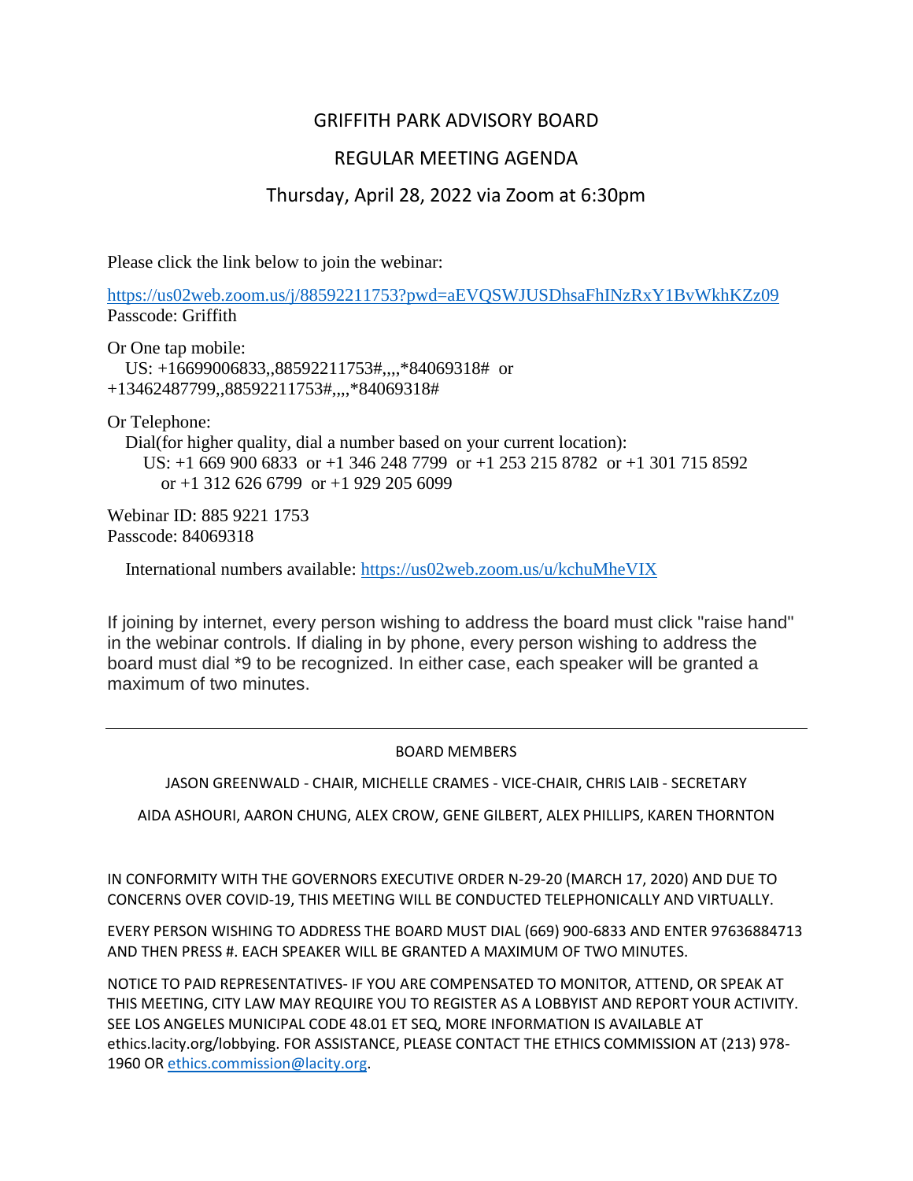# GRIFFITH PARK ADVISORY BOARD

## REGULAR MEETING AGENDA

### Thursday, April 28, 2022 via Zoom at 6:30pm

Please click the link below to join the webinar:

https://us02web.zoom.us/j/88592211753?pwd=aEVQSWJUSDhsaFhINzRxY1BvWkhKZz09
Passcode: Griffith

Or One tap mobile:
US: +16699006833,,88592211753#,,,,*84069318# or +13462487799,,88592211753#,,,,*84069318#

Or Telephone:
Dial(for higher quality, dial a number based on your current location):
US: +1 669 900 6833 or +1 346 248 7799 or +1 253 215 8782 or +1 301 715 8592 or +1 312 626 6799 or +1 929 205 6099

Webinar ID: 885 9221 1753
Passcode: 84069318

International numbers available: https://us02web.zoom.us/u/kchuMheVIX

If joining by internet, every person wishing to address the board must click "raise hand" in the webinar controls. If dialing in by phone, every person wishing to address the board must dial *9 to be recognized. In either case, each speaker will be granted a maximum of two minutes.

---

BOARD MEMBERS

JASON GREENWALD - CHAIR, MICHELLE CRAMES - VICE-CHAIR, CHRIS LAIB - SECRETARY

AIDA ASHOURI, AARON CHUNG, ALEX CROW, GENE GILBERT, ALEX PHILLIPS, KAREN THORNTON

IN CONFORMITY WITH THE GOVERNORS EXECUTIVE ORDER N-29-20 (MARCH 17, 2020) AND DUE TO CONCERNS OVER COVID-19, THIS MEETING WILL BE CONDUCTED TELEPHONICALLY AND VIRTUALLY.

EVERY PERSON WISHING TO ADDRESS THE BOARD MUST DIAL (669) 900-6833 AND ENTER 97636884713 AND THEN PRESS #. EACH SPEAKER WILL BE GRANTED A MAXIMUM OF TWO MINUTES.

NOTICE TO PAID REPRESENTATIVES- IF YOU ARE COMPENSATED TO MONITOR, ATTEND, OR SPEAK AT THIS MEETING, CITY LAW MAY REQUIRE YOU TO REGISTER AS A LOBBYIST AND REPORT YOUR ACTIVITY. SEE LOS ANGELES MUNICIPAL CODE 48.01 ET SEQ, MORE INFORMATION IS AVAILABLE AT ethics.lacity.org/lobbying. FOR ASSISTANCE, PLEASE CONTACT THE ETHICS COMMISSION AT (213) 978-1960 OR ethics.commission@lacity.org.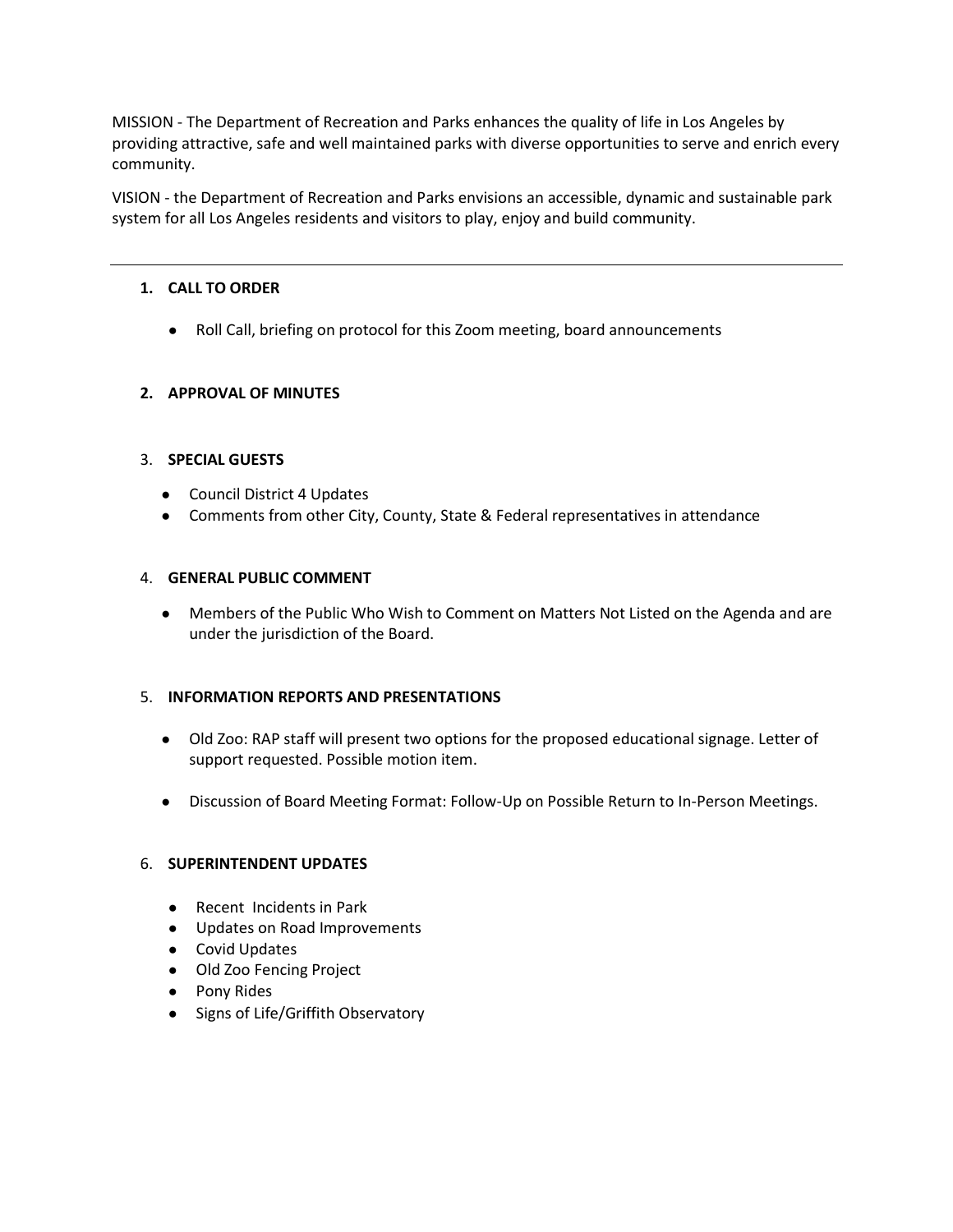MISSION - The Department of Recreation and Parks enhances the quality of life in Los Angeles by providing attractive, safe and well maintained parks with diverse opportunities to serve and enrich every community.

VISION - the Department of Recreation and Parks envisions an accessible, dynamic and sustainable park system for all Los Angeles residents and visitors to play, enjoy and build community.

---

1. **CALL TO ORDER**

   - Roll Call, briefing on protocol for this Zoom meeting, board announcements

2. **APPROVAL OF MINUTES**

3. **SPECIAL GUESTS**

   - Council District 4 Updates
   - Comments from other City, County, State & Federal representatives in attendance

4. **GENERAL PUBLIC COMMENT**

   - Members of the Public Who Wish to Comment on Matters Not Listed on the Agenda and are under the jurisdiction of the Board.

5. **INFORMATION REPORTS AND PRESENTATIONS**

   - Old Zoo: RAP staff will present two options for the proposed educational signage. Letter of support requested. Possible motion item.

   - Discussion of Board Meeting Format: Follow-Up on Possible Return to In-Person Meetings.

6. **SUPERINTENDENT UPDATES**

   - Recent Incidents in Park
   - Updates on Road Improvements
   - Covid Updates
   - Old Zoo Fencing Project
   - Pony Rides
   - Signs of Life/Griffith Observatory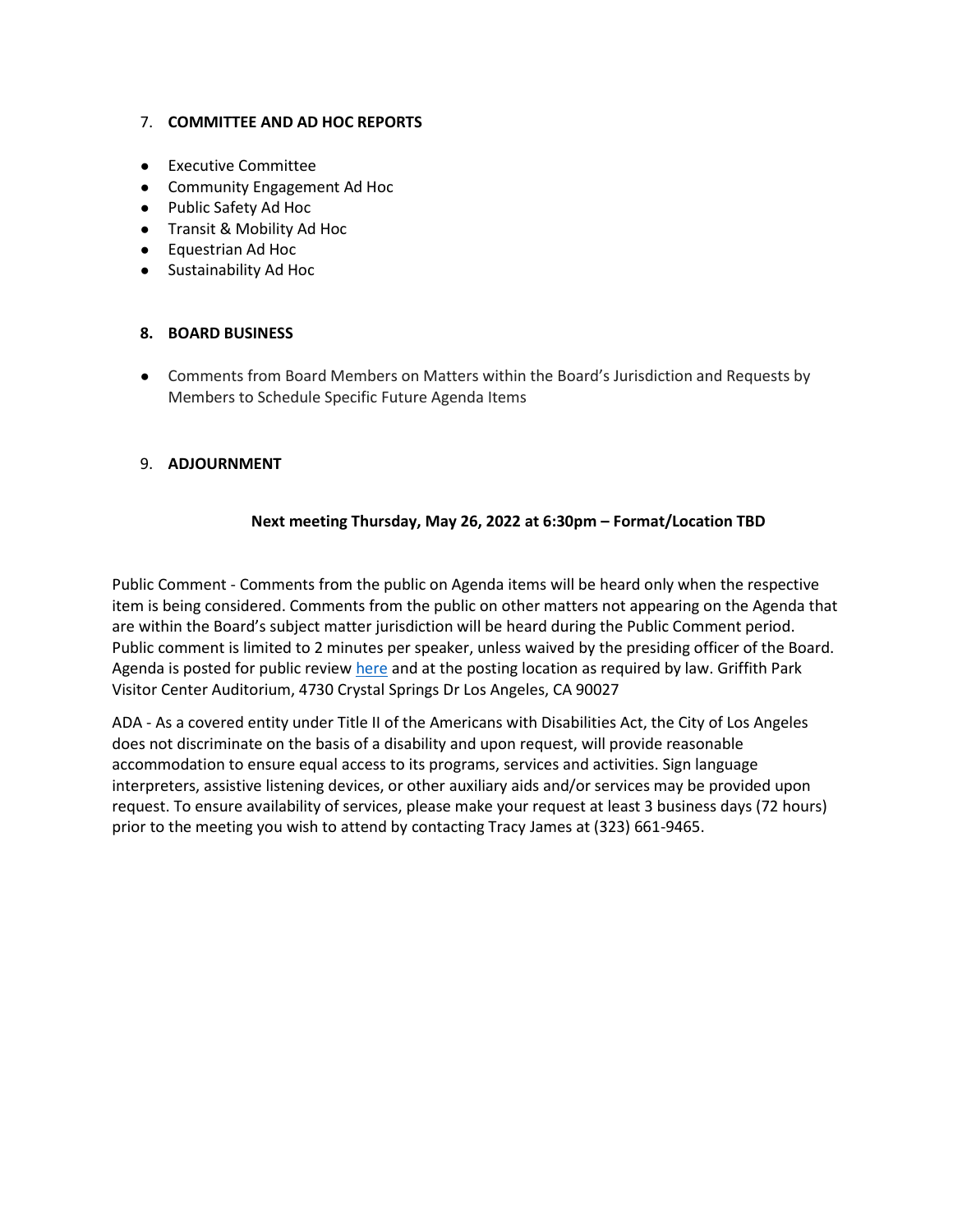7. **COMMITTEE AND AD HOC REPORTS**

- Executive Committee
- Community Engagement Ad Hoc
- Public Safety Ad Hoc
- Transit & Mobility Ad Hoc
- Equestrian Ad Hoc
- Sustainability Ad Hoc

8. **BOARD BUSINESS**

- Comments from Board Members on Matters within the Board's Jurisdiction and Requests by Members to Schedule Specific Future Agenda Items

9. **ADJOURNMENT**

**Next meeting Thursday, May 26, 2022 at 6:30pm – Format/Location TBD**

Public Comment - Comments from the public on Agenda items will be heard only when the respective item is being considered. Comments from the public on other matters not appearing on the Agenda that are within the Board's subject matter jurisdiction will be heard during the Public Comment period. Public comment is limited to 2 minutes per speaker, unless waived by the presiding officer of the Board. Agenda is posted for public review here and at the posting location as required by law. Griffith Park Visitor Center Auditorium, 4730 Crystal Springs Dr Los Angeles, CA 90027

ADA - As a covered entity under Title II of the Americans with Disabilities Act, the City of Los Angeles does not discriminate on the basis of a disability and upon request, will provide reasonable accommodation to ensure equal access to its programs, services and activities. Sign language interpreters, assistive listening devices, or other auxiliary aids and/or services may be provided upon request. To ensure availability of services, please make your request at least 3 business days (72 hours) prior to the meeting you wish to attend by contacting Tracy James at (323) 661-9465.